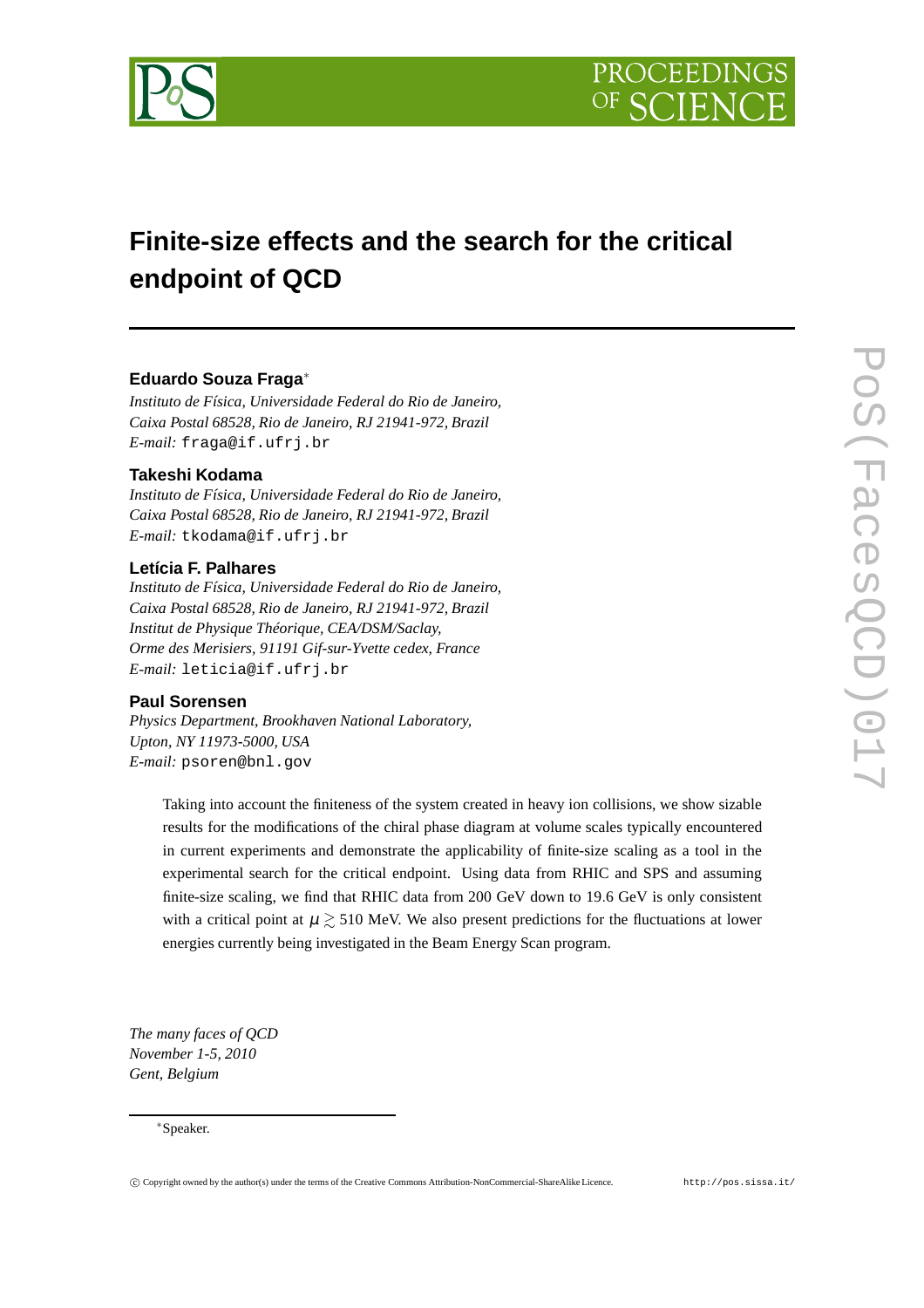# Finite-size effects and the search for the critical endpoint of QCD

**Eduardo Souza Fraga**[∗]

*Instituto de Física, Universidade Federal do Rio de Janeiro,*
*Caixa Postal 68528, Rio de Janeiro, RJ 21941-972, Brazil*
*E-mail:* fraga@if.ufrj.br

**Takeshi Kodama**

*Instituto de Física, Universidade Federal do Rio de Janeiro,*
*Caixa Postal 68528, Rio de Janeiro, RJ 21941-972, Brazil*
*E-mail:* tkodama@if.ufrj.br

**Letícia F. Palhares**

*Instituto de Física, Universidade Federal do Rio de Janeiro,*
*Caixa Postal 68528, Rio de Janeiro, RJ 21941-972, Brazil*
*Institut de Physique Théorique, CEA/DSM/Saclay,*
*Orme des Merisiers, 91191 Gif-sur-Yvette cedex, France*
*E-mail:* leticia@if.ufrj.br

**Paul Sorensen**

*Physics Department, Brookhaven National Laboratory,*
*Upton, NY 11973-5000, USA*
*E-mail:* psoren@bnl.gov

Taking into account the finiteness of the system created in heavy ion collisions, we show sizable results for the modifications of the chiral phase diagram at volume scales typically encountered in current experiments and demonstrate the applicability of finite-size scaling as a tool in the experimental search for the critical endpoint. Using data from RHIC and SPS and assuming finite-size scaling, we find that RHIC data from 200 GeV down to 19.6 GeV is only consistent with a critical point at $\mu \gtrsim 510$ MeV. We also present predictions for the fluctuations at lower energies currently being investigated in the Beam Energy Scan program.

*The many faces of QCD*
*November 1-5, 2010*
*Gent, Belgium*

[∗]Speaker.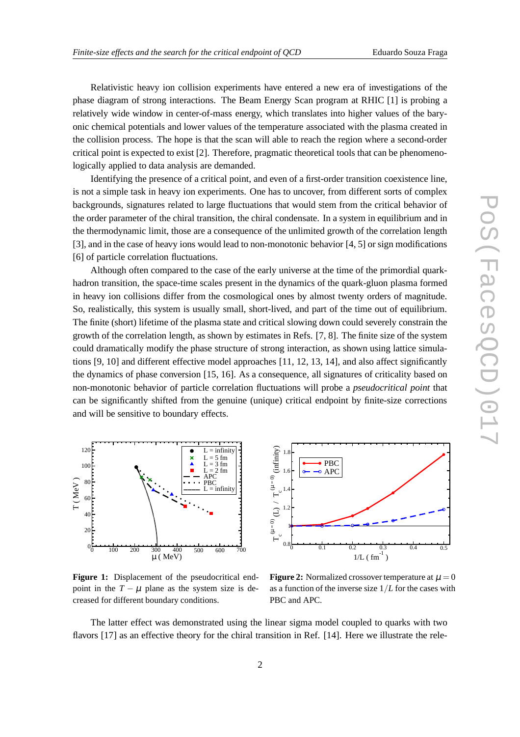Relativistic heavy ion collision experiments have entered a new era of investigations of the phase diagram of strong interactions. The Beam Energy Scan program at RHIC [1] is probing a relatively wide window in center-of-mass energy, which translates into higher values of the baryonic chemical potentials and lower values of the temperature associated with the plasma created in the collision process. The hope is that the scan will able to reach the region where a second-order critical point is expected to exist [2]. Therefore, pragmatic theoretical tools that can be phenomenologically applied to data analysis are demanded.

Identifying the presence of a critical point, and even of a first-order transition coexistence line, is not a simple task in heavy ion experiments. One has to uncover, from different sorts of complex backgrounds, signatures related to large fluctuations that would stem from the critical behavior of the order parameter of the chiral transition, the chiral condensate. In a system in equilibrium and in the thermodynamic limit, those are a consequence of the unlimited growth of the correlation length [3], and in the case of heavy ions would lead to non-monotonic behavior [4, 5] or sign modifications [6] of particle correlation fluctuations.

Although often compared to the case of the early universe at the time of the primordial quark-hadron transition, the space-time scales present in the dynamics of the quark-gluon plasma formed in heavy ion collisions differ from the cosmological ones by almost twenty orders of magnitude. So, realistically, this system is usually small, short-lived, and part of the time out of equilibrium. The finite (short) lifetime of the plasma state and critical slowing down could severely constrain the growth of the correlation length, as shown by estimates in Refs. [7, 8]. The finite size of the system could dramatically modify the phase structure of strong interaction, as shown using lattice simulations [9, 10] and different effective model approaches [11, 12, 13, 14], and also affect significantly the dynamics of phase conversion [15, 16]. As a consequence, all signatures of criticality based on non-monotonic behavior of particle correlation fluctuations will probe a *pseudocritical point* that can be significantly shifted from the genuine (unique) critical endpoint by finite-size corrections and will be sensitive to boundary effects.

**Figure 1:** Displacement of the pseudocritical endpoint in the $T-\mu$ plane as the system size is decreased for different boundary conditions.

**Figure 2:** Normalized crossover temperature at $\mu = 0$ as a function of the inverse size $1/L$ for the cases with PBC and APC.

The latter effect was demonstrated using the linear sigma model coupled to quarks with two flavors [17] as an effective theory for the chiral transition in Ref. [14]. Here we illustrate the rele-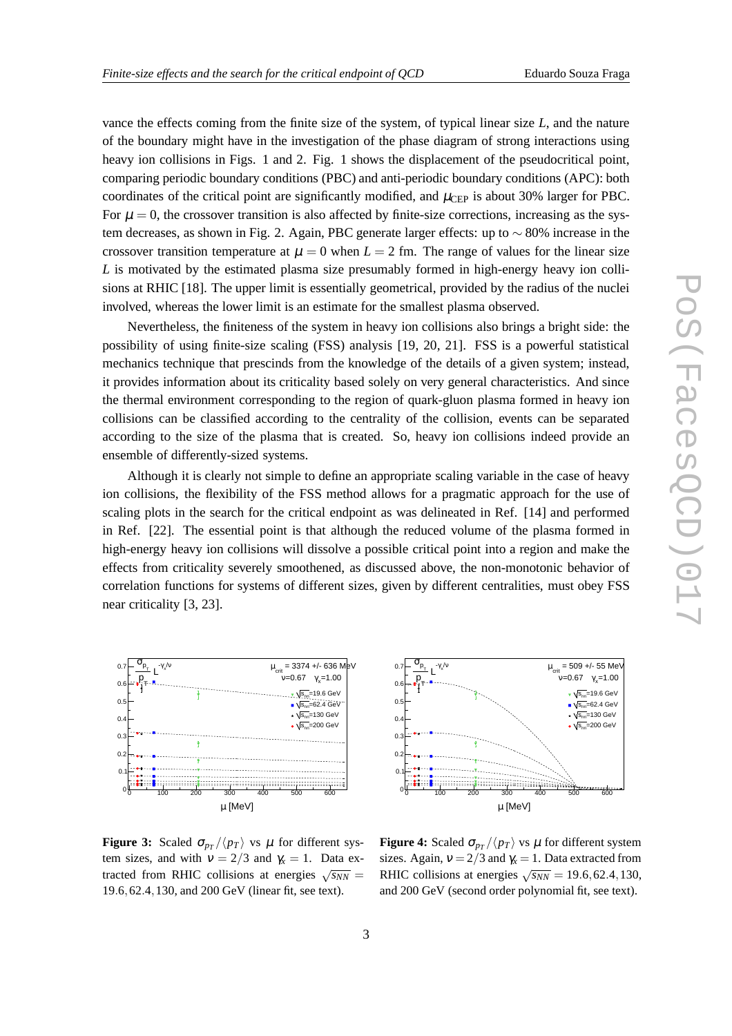vance the effects coming from the finite size of the system, of typical linear size $L$, and the nature of the boundary might have in the investigation of the phase diagram of strong interactions using heavy ion collisions in Figs. 1 and 2. Fig. 1 shows the displacement of the pseudocritical point, comparing periodic boundary conditions (PBC) and anti-periodic boundary conditions (APC): both coordinates of the critical point are significantly modified, and $\mu_{\rm CEP}$ is about 30% larger for PBC. For $\mu = 0$, the crossover transition is also affected by finite-size corrections, increasing as the system decreases, as shown in Fig. 2. Again, PBC generate larger effects: up to $\sim 80\%$ increase in the crossover transition temperature at $\mu = 0$ when $L = 2$ fm. The range of values for the linear size $L$ is motivated by the estimated plasma size presumably formed in high-energy heavy ion collisions at RHIC [18]. The upper limit is essentially geometrical, provided by the radius of the nuclei involved, whereas the lower limit is an estimate for the smallest plasma observed.

Nevertheless, the finiteness of the system in heavy ion collisions also brings a bright side: the possibility of using finite-size scaling (FSS) analysis [19, 20, 21]. FSS is a powerful statistical mechanics technique that prescinds from the knowledge of the details of a given system; instead, it provides information about its criticality based solely on very general characteristics. And since the thermal environment corresponding to the region of quark-gluon plasma formed in heavy ion collisions can be classified according to the centrality of the collision, events can be separated according to the size of the plasma that is created. So, heavy ion collisions indeed provide an ensemble of differently-sized systems.

Although it is clearly not simple to define an appropriate scaling variable in the case of heavy ion collisions, the flexibility of the FSS method allows for a pragmatic approach for the use of scaling plots in the search for the critical endpoint as was delineated in Ref. [14] and performed in Ref. [22]. The essential point is that although the reduced volume of the plasma formed in high-energy heavy ion collisions will dissolve a possible critical point into a region and make the effects from criticality severely smoothened, as discussed above, the non-monotonic behavior of correlation functions for systems of different sizes, given by different centralities, must obey FSS near criticality [3, 23].

**Figure 3:** Scaled $\sigma_{p_T}/\langle p_T \rangle$ vs $\mu$ for different system sizes, and with $\nu = 2/3$ and $\gamma_x = 1$. Data extracted from RHIC collisions at energies $\sqrt{s_{NN}} = 19.6, 62.4, 130$, and 200 GeV (linear fit, see text).

**Figure 4:** Scaled $\sigma_{p_T}/\langle p_T \rangle$ vs $\mu$ for different system sizes. Again, $\nu = 2/3$ and $\gamma_x = 1$. Data extracted from RHIC collisions at energies $\sqrt{s_{NN}} = 19.6, 62.4, 130$, and 200 GeV (second order polynomial fit, see text).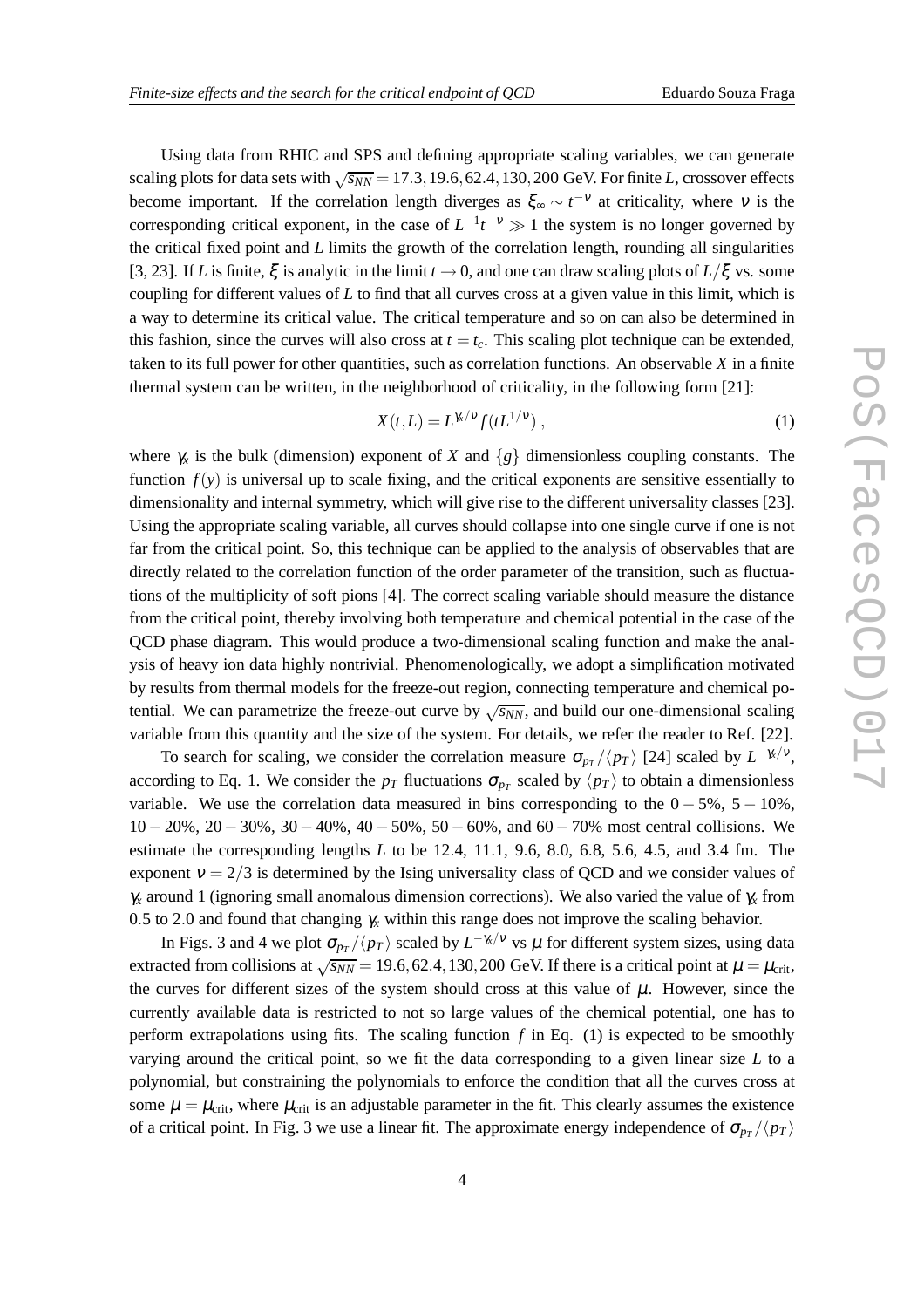Using data from RHIC and SPS and defining appropriate scaling variables, we can generate scaling plots for data sets with $\sqrt{s_{NN}} = 17.3, 19.6, 62.4, 130, 200$ GeV. For finite $L$, crossover effects become important. If the correlation length diverges as $\xi_\infty \sim t^{-\nu}$ at criticality, where $\nu$ is the corresponding critical exponent, in the case of $L^{-1}t^{-\nu} \gg 1$ the system is no longer governed by the critical fixed point and $L$ limits the growth of the correlation length, rounding all singularities [3, 23]. If $L$ is finite, $\xi$ is analytic in the limit $t \to 0$, and one can draw scaling plots of $L/\xi$ vs. some coupling for different values of $L$ to find that all curves cross at a given value in this limit, which is a way to determine its critical value. The critical temperature and so on can also be determined in this fashion, since the curves will also cross at $t = t_c$. This scaling plot technique can be extended, taken to its full power for other quantities, such as correlation functions. An observable $X$ in a finite thermal system can be written, in the neighborhood of criticality, in the following form [21]:

$$X(t,L) = L^{\gamma_x/\nu} f(tL^{1/\nu}) , \tag{1}$$

where $\gamma_x$ is the bulk (dimension) exponent of $X$ and $\{g\}$ dimensionless coupling constants. The function $f(y)$ is universal up to scale fixing, and the critical exponents are sensitive essentially to dimensionality and internal symmetry, which will give rise to the different universality classes [23]. Using the appropriate scaling variable, all curves should collapse into one single curve if one is not far from the critical point. So, this technique can be applied to the analysis of observables that are directly related to the correlation function of the order parameter of the transition, such as fluctuations of the multiplicity of soft pions [4]. The correct scaling variable should measure the distance from the critical point, thereby involving both temperature and chemical potential in the case of the QCD phase diagram. This would produce a two-dimensional scaling function and make the analysis of heavy ion data highly nontrivial. Phenomenologically, we adopt a simplification motivated by results from thermal models for the freeze-out region, connecting temperature and chemical potential. We can parametrize the freeze-out curve by $\sqrt{s_{NN}}$, and build our one-dimensional scaling variable from this quantity and the size of the system. For details, we refer the reader to Ref. [22].

To search for scaling, we consider the correlation measure $\sigma_{p_T}/\langle p_T \rangle$ [24] scaled by $L^{-\gamma_x/\nu}$, according to Eq. 1. We consider the $p_T$ fluctuations $\sigma_{p_T}$ scaled by $\langle p_T \rangle$ to obtain a dimensionless variable. We use the correlation data measured in bins corresponding to the $0-5\%$, $5-10\%$, $10-20\%$, $20-30\%$, $30-40\%$, $40-50\%$, $50-60\%$, and $60-70\%$ most central collisions. We estimate the corresponding lengths $L$ to be 12.4, 11.1, 9.6, 8.0, 6.8, 5.6, 4.5, and 3.4 fm. The exponent $\nu = 2/3$ is determined by the Ising universality class of QCD and we consider values of $\gamma_x$ around 1 (ignoring small anomalous dimension corrections). We also varied the value of $\gamma_x$ from 0.5 to 2.0 and found that changing $\gamma_x$ within this range does not improve the scaling behavior.

In Figs. 3 and 4 we plot $\sigma_{p_T}/\langle p_T \rangle$ scaled by $L^{-\gamma_x/\nu}$ vs $\mu$ for different system sizes, using data extracted from collisions at $\sqrt{s_{NN}} = 19.6, 62.4, 130, 200$ GeV. If there is a critical point at $\mu = \mu_{\text{crit}}$, the curves for different sizes of the system should cross at this value of $\mu$. However, since the currently available data is restricted to not so large values of the chemical potential, one has to perform extrapolations using fits. The scaling function $f$ in Eq. (1) is expected to be smoothly varying around the critical point, so we fit the data corresponding to a given linear size $L$ to a polynomial, but constraining the polynomials to enforce the condition that all the curves cross at some $\mu = \mu_{\text{crit}}$, where $\mu_{\text{crit}}$ is an adjustable parameter in the fit. This clearly assumes the existence of a critical point. In Fig. 3 we use a linear fit. The approximate energy independence of $\sigma_{p_T}/\langle p_T \rangle$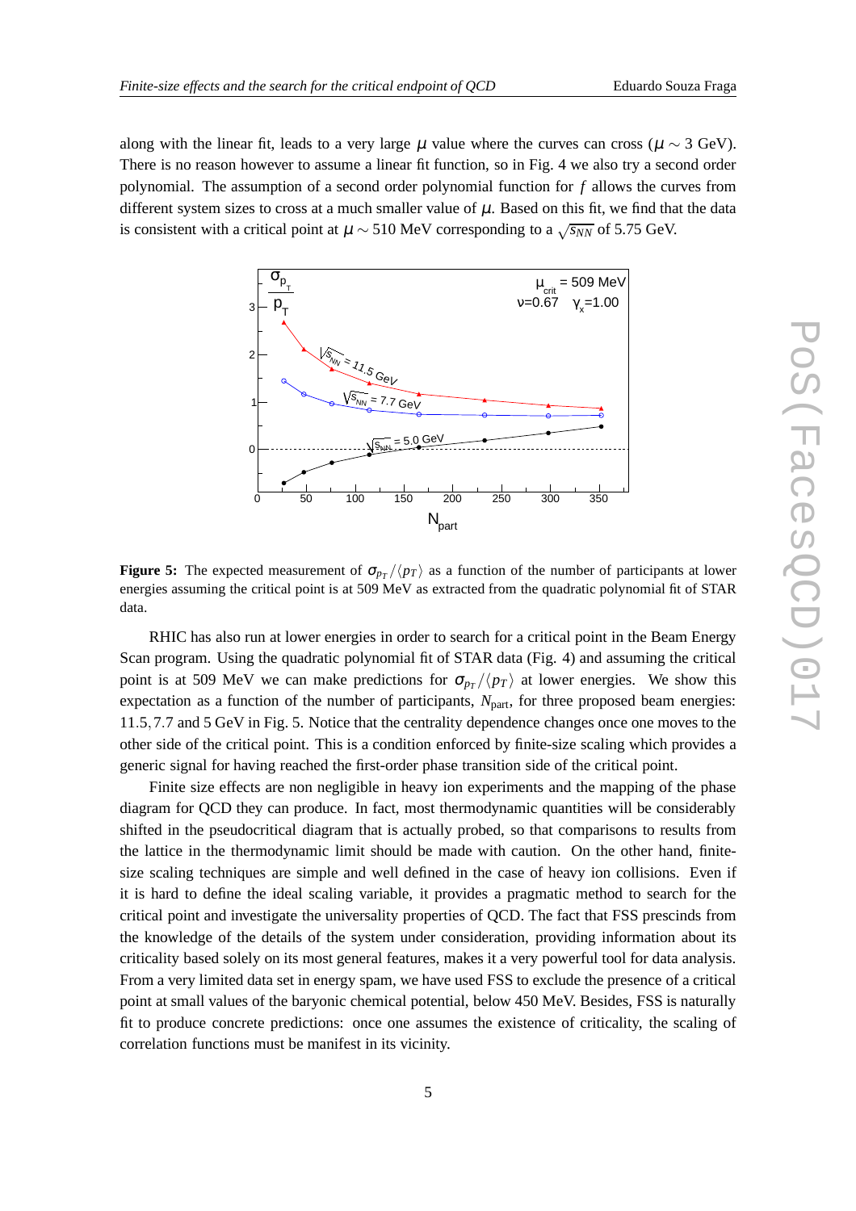along with the linear fit, leads to a very large $\mu$ value where the curves can cross ($\mu \sim 3$ GeV). There is no reason however to assume a linear fit function, so in Fig. 4 we also try a second order polynomial. The assumption of a second order polynomial function for $f$ allows the curves from different system sizes to cross at a much smaller value of $\mu$. Based on this fit, we find that the data is consistent with a critical point at $\mu \sim 510$ MeV corresponding to a $\sqrt{s_{NN}}$ of 5.75 GeV.

**Figure 5:** The expected measurement of $\sigma_{p_T}/\langle p_T \rangle$ as a function of the number of participants at lower energies assuming the critical point is at 509 MeV as extracted from the quadratic polynomial fit of STAR data.

RHIC has also run at lower energies in order to search for a critical point in the Beam Energy Scan program. Using the quadratic polynomial fit of STAR data (Fig. 4) and assuming the critical point is at 509 MeV we can make predictions for $\sigma_{p_T}/\langle p_T \rangle$ at lower energies. We show this expectation as a function of the number of participants, $N_{\rm part}$, for three proposed beam energies: $11.5, 7.7$ and 5 GeV in Fig. 5. Notice that the centrality dependence changes once one moves to the other side of the critical point. This is a condition enforced by finite-size scaling which provides a generic signal for having reached the first-order phase transition side of the critical point.

Finite size effects are non negligible in heavy ion experiments and the mapping of the phase diagram for QCD they can produce. In fact, most thermodynamic quantities will be considerably shifted in the pseudocritical diagram that is actually probed, so that comparisons to results from the lattice in the thermodynamic limit should be made with caution. On the other hand, finite-size scaling techniques are simple and well defined in the case of heavy ion collisions. Even if it is hard to define the ideal scaling variable, it provides a pragmatic method to search for the critical point and investigate the universality properties of QCD. The fact that FSS prescinds from the knowledge of the details of the system under consideration, providing information about its criticality based solely on its most general features, makes it a very powerful tool for data analysis. From a very limited data set in energy spam, we have used FSS to exclude the presence of a critical point at small values of the baryonic chemical potential, below 450 MeV. Besides, FSS is naturally fit to produce concrete predictions: once one assumes the existence of criticality, the scaling of correlation functions must be manifest in its vicinity.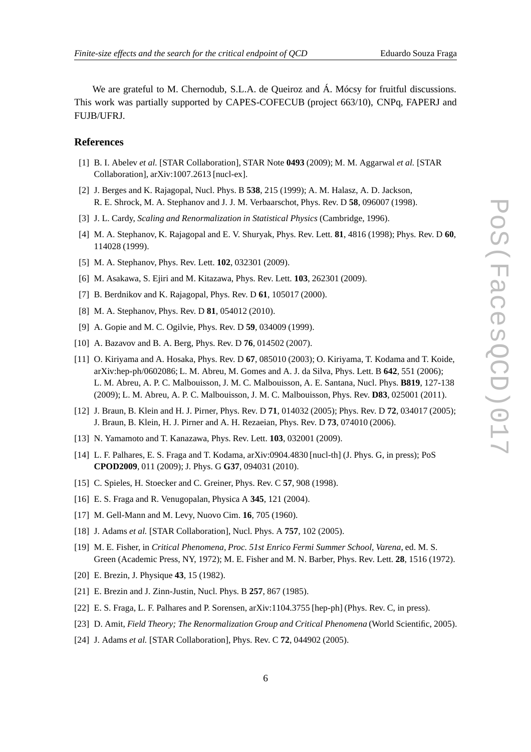We are grateful to M. Chernodub, S.L.A. de Queiroz and Á. Mócsy for fruitful discussions. This work was partially supported by CAPES-COFECUB (project 663/10), CNPq, FAPERJ and FUJB/UFRJ.

## References

[1] B. I. Abelev *et al.* [STAR Collaboration], STAR Note **0493** (2009); M. M. Aggarwal *et al.* [STAR Collaboration], arXiv:1007.2613 [nucl-ex].

[2] J. Berges and K. Rajagopal, Nucl. Phys. B **538**, 215 (1999); A. M. Halasz, A. D. Jackson, R. E. Shrock, M. A. Stephanov and J. J. M. Verbaarschot, Phys. Rev. D **58**, 096007 (1998).

[3] J. L. Cardy, *Scaling and Renormalization in Statistical Physics* (Cambridge, 1996).

[4] M. A. Stephanov, K. Rajagopal and E. V. Shuryak, Phys. Rev. Lett. **81**, 4816 (1998); Phys. Rev. D **60**, 114028 (1999).

[5] M. A. Stephanov, Phys. Rev. Lett. **102**, 032301 (2009).

[6] M. Asakawa, S. Ejiri and M. Kitazawa, Phys. Rev. Lett. **103**, 262301 (2009).

[7] B. Berdnikov and K. Rajagopal, Phys. Rev. D **61**, 105017 (2000).

[8] M. A. Stephanov, Phys. Rev. D **81**, 054012 (2010).

[9] A. Gopie and M. C. Ogilvie, Phys. Rev. D **59**, 034009 (1999).

[10] A. Bazavov and B. A. Berg, Phys. Rev. D **76**, 014502 (2007).

[11] O. Kiriyama and A. Hosaka, Phys. Rev. D **67**, 085010 (2003); O. Kiriyama, T. Kodama and T. Koide, arXiv:hep-ph/0602086; L. M. Abreu, M. Gomes and A. J. da Silva, Phys. Lett. B **642**, 551 (2006); L. M. Abreu, A. P. C. Malbouisson, J. M. C. Malbouisson, A. E. Santana, Nucl. Phys. **B819**, 127-138 (2009); L. M. Abreu, A. P. C. Malbouisson, J. M. C. Malbouisson, Phys. Rev. **D83**, 025001 (2011).

[12] J. Braun, B. Klein and H. J. Pirner, Phys. Rev. D **71**, 014032 (2005); Phys. Rev. D **72**, 034017 (2005); J. Braun, B. Klein, H. J. Pirner and A. H. Rezaeian, Phys. Rev. D **73**, 074010 (2006).

[13] N. Yamamoto and T. Kanazawa, Phys. Rev. Lett. **103**, 032001 (2009).

[14] L. F. Palhares, E. S. Fraga and T. Kodama, arXiv:0904.4830 [nucl-th] (J. Phys. G, in press); PoS **CPOD2009**, 011 (2009); J. Phys. G **G37**, 094031 (2010).

[15] C. Spieles, H. Stoecker and C. Greiner, Phys. Rev. C **57**, 908 (1998).

[16] E. S. Fraga and R. Venugopalan, Physica A **345**, 121 (2004).

[17] M. Gell-Mann and M. Levy, Nuovo Cim. **16**, 705 (1960).

[18] J. Adams *et al.* [STAR Collaboration], Nucl. Phys. A **757**, 102 (2005).

[19] M. E. Fisher, in *Critical Phenomena, Proc. 51st Enrico Fermi Summer School, Varena*, ed. M. S. Green (Academic Press, NY, 1972); M. E. Fisher and M. N. Barber, Phys. Rev. Lett. **28**, 1516 (1972).

[20] E. Brezin, J. Physique **43**, 15 (1982).

[21] E. Brezin and J. Zinn-Justin, Nucl. Phys. B **257**, 867 (1985).

[22] E. S. Fraga, L. F. Palhares and P. Sorensen, arXiv:1104.3755 [hep-ph] (Phys. Rev. C, in press).

[23] D. Amit, *Field Theory; The Renormalization Group and Critical Phenomena* (World Scientific, 2005).

[24] J. Adams *et al.* [STAR Collaboration], Phys. Rev. C **72**, 044902 (2005).